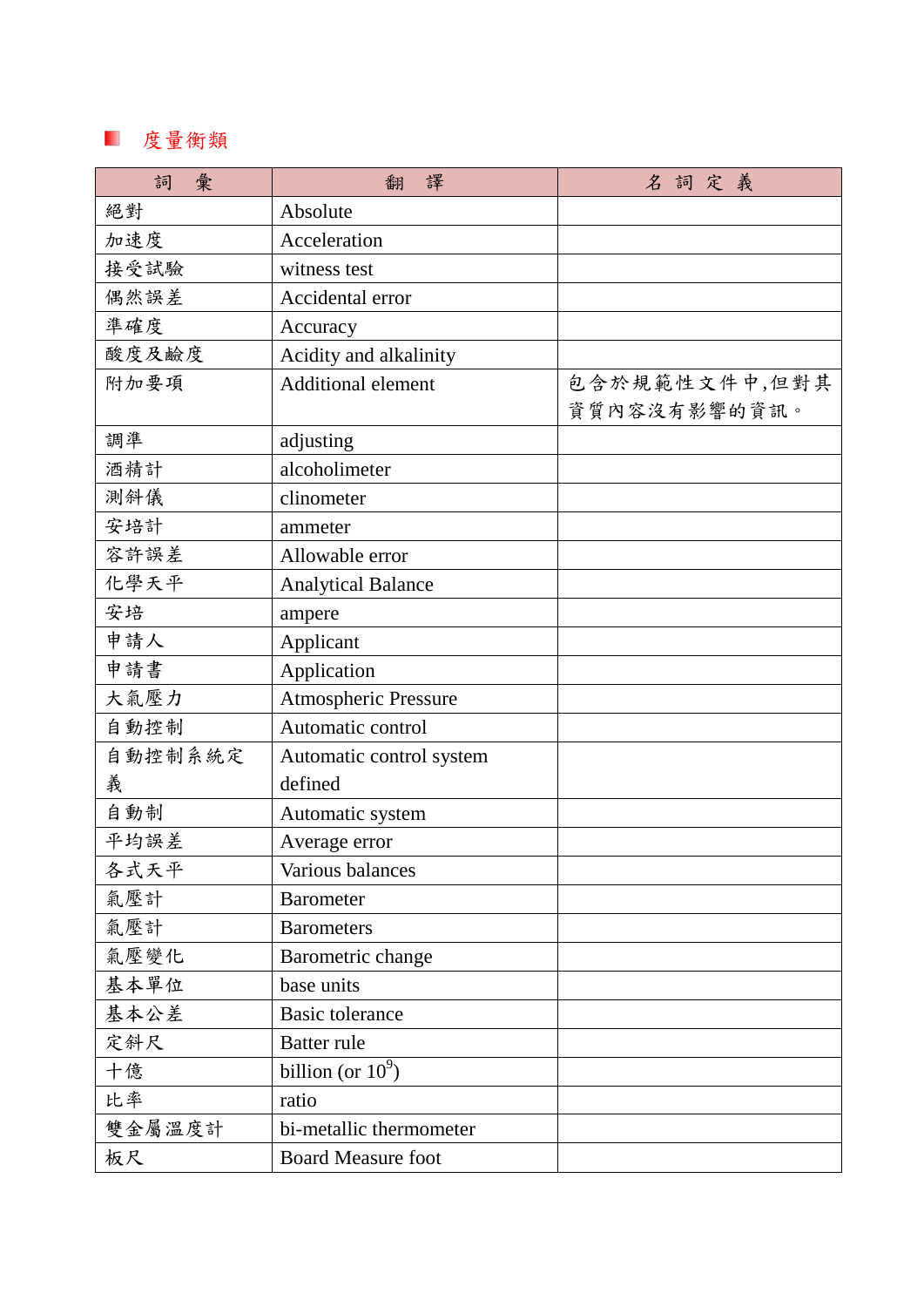## 度量衡類

| 詞　彙 | 翻　譯 | 名 詞 定 義 |
|---|---|---|
| 絕對 | Absolute | |
| 加速度 | Acceleration | |
| 接受試驗 | witness test | |
| 偶然誤差 | Accidental error | |
| 準確度 | Accuracy | |
| 酸度及鹼度 | Acidity and alkalinity | |
| 附加要項 | Additional element | 包含於規範性文件中,但對其資質內容沒有影響的資訊。 |
| 調準 | adjusting | |
| 酒精計 | alcoholimeter | |
| 測斜儀 | clinometer | |
| 安培計 | ammeter | |
| 容許誤差 | Allowable error | |
| 化學天平 | Analytical Balance | |
| 安培 | ampere | |
| 申請人 | Applicant | |
| 申請書 | Application | |
| 大氣壓力 | Atmospheric Pressure | |
| 自動控制 | Automatic control | |
| 自動控制系統定義 | Automatic control system defined | |
| 自動制 | Automatic system | |
| 平均誤差 | Average error | |
| 各式天平 | Various balances | |
| 氣壓計 | Barometer | |
| 氣壓計 | Barometers | |
| 氣壓變化 | Barometric change | |
| 基本單位 | base units | |
| 基本公差 | Basic tolerance | |
| 定斜尺 | Batter rule | |
| 十億 | billion (or $10^9$) | |
| 比率 | ratio | |
| 雙金屬溫度計 | bi-metallic thermometer | |
| 板尺 | Board Measure foot | |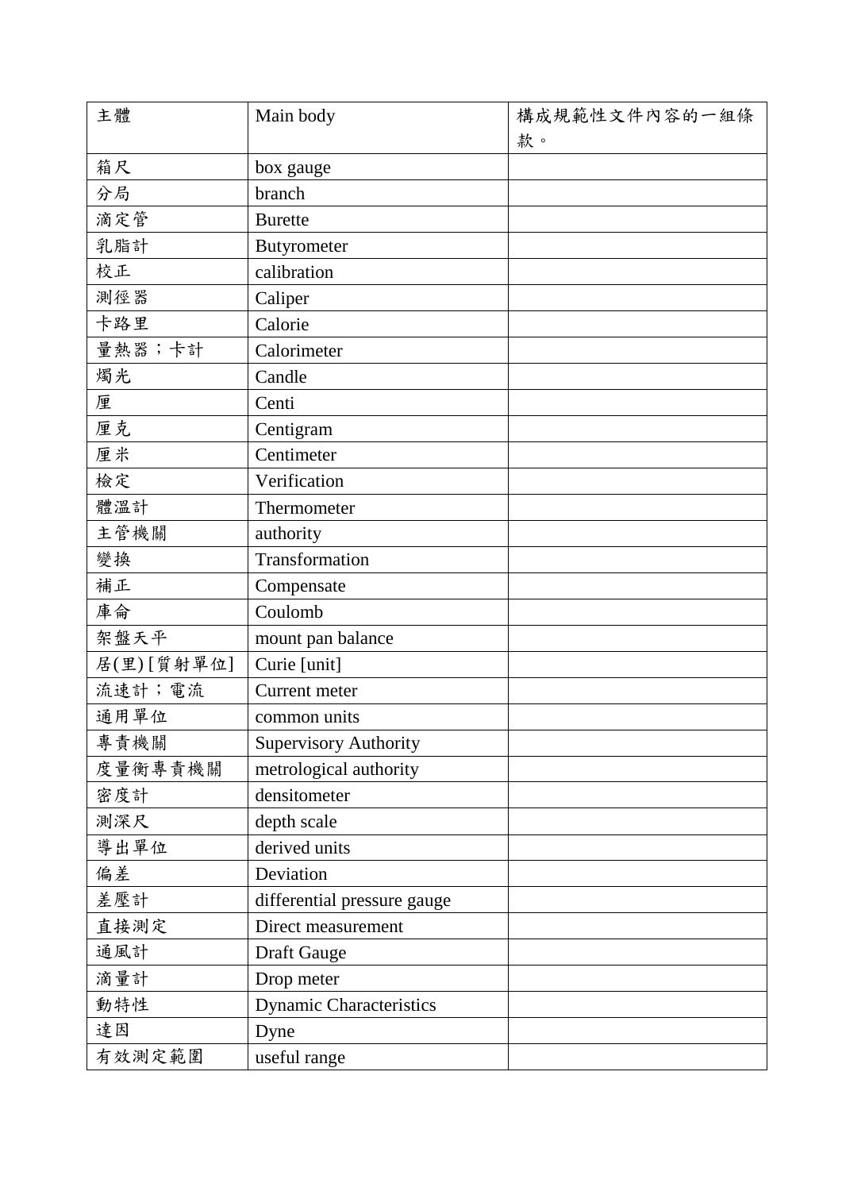| 主體 | Main body | 構成規範性文件內容的一組條款。 |
|---|---|---|
| 箱尺 | box gauge | |
| 分局 | branch | |
| 滴定管 | Burette | |
| 乳脂計 | Butyrometer | |
| 校正 | calibration | |
| 測徑器 | Caliper | |
| 卡路里 | Calorie | |
| 量熱器；卡計 | Calorimeter | |
| 燭光 | Candle | |
| 厘 | Centi | |
| 厘克 | Centigram | |
| 厘米 | Centimeter | |
| 檢定 | Verification | |
| 體溫計 | Thermometer | |
| 主管機關 | authority | |
| 變換 | Transformation | |
| 補正 | Compensate | |
| 庫侖 | Coulomb | |
| 架盤天平 | mount pan balance | |
| 居(里) [質射單位] | Curie [unit] | |
| 流速計；電流 | Current meter | |
| 通用單位 | common units | |
| 專責機關 | Supervisory Authority | |
| 度量衡專責機關 | metrological authority | |
| 密度計 | densitometer | |
| 測深尺 | depth scale | |
| 導出單位 | derived units | |
| 偏差 | Deviation | |
| 差壓計 | differential pressure gauge | |
| 直接測定 | Direct measurement | |
| 通風計 | Draft Gauge | |
| 滴量計 | Drop meter | |
| 動特性 | Dynamic Characteristics | |
| 達因 | Dyne | |
| 有效測定範圍 | useful range | |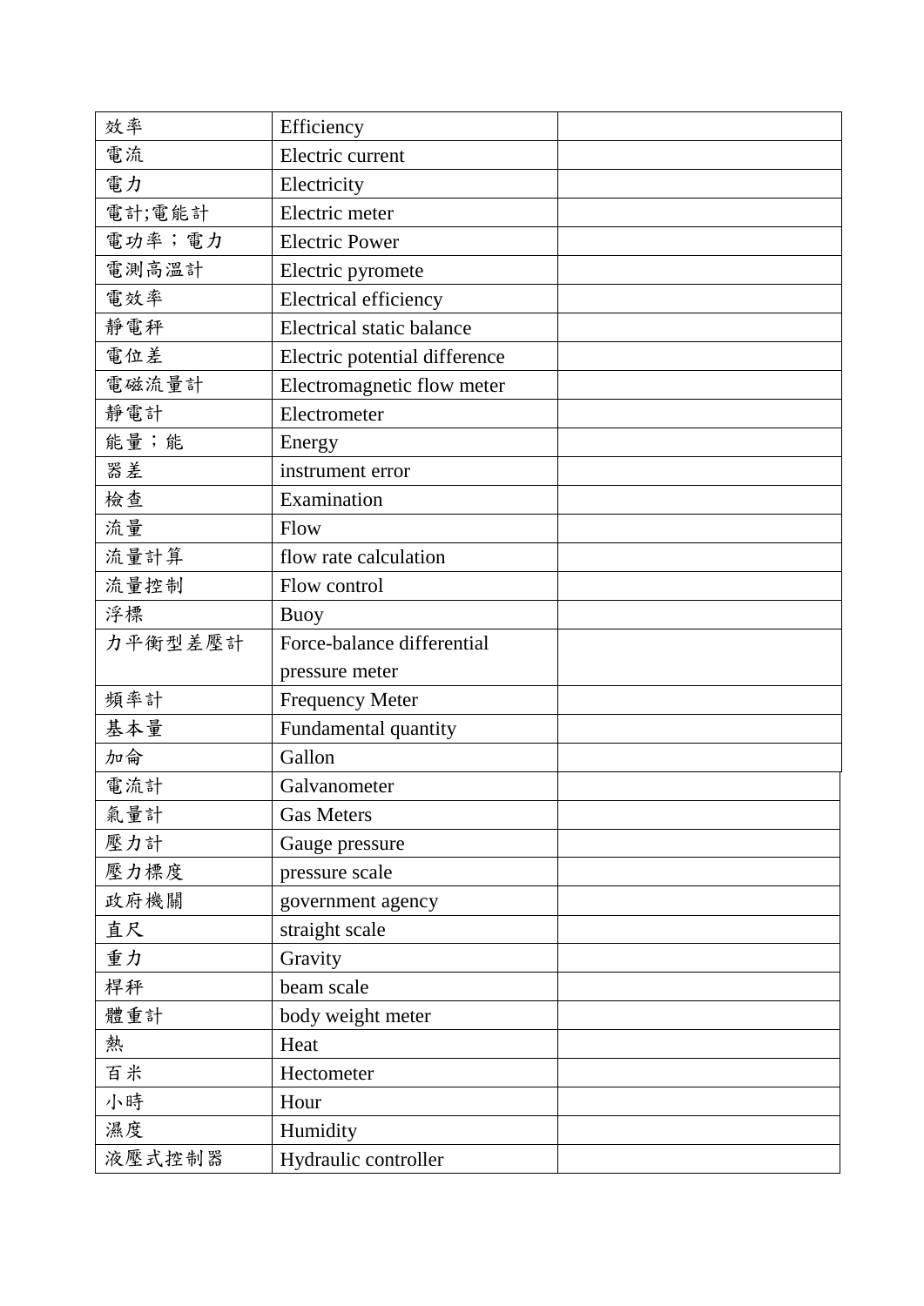| | | |
|---|---|---|
| 效率 | Efficiency | |
| 電流 | Electric current | |
| 電力 | Electricity | |
| 電計;電能計 | Electric meter | |
| 電功率；電力 | Electric Power | |
| 電測高溫計 | Electric pyromete | |
| 電效率 | Electrical efficiency | |
| 靜電秤 | Electrical static balance | |
| 電位差 | Electric potential difference | |
| 電磁流量計 | Electromagnetic flow meter | |
| 靜電計 | Electrometer | |
| 能量；能 | Energy | |
| 器差 | instrument error | |
| 檢查 | Examination | |
| 流量 | Flow | |
| 流量計算 | flow rate calculation | |
| 流量控制 | Flow control | |
| 浮標 | Buoy | |
| 力平衡型差壓計 | Force-balance differential pressure meter | |
| 頻率計 | Frequency Meter | |
| 基本量 | Fundamental quantity | |
| 加侖 | Gallon | |
| 電流計 | Galvanometer | |
| 氣量計 | Gas Meters | |
| 壓力計 | Gauge pressure | |
| 壓力標度 | pressure scale | |
| 政府機關 | government agency | |
| 直尺 | straight scale | |
| 重力 | Gravity | |
| 桿秤 | beam scale | |
| 體重計 | body weight meter | |
| 熱 | Heat | |
| 百米 | Hectometer | |
| 小時 | Hour | |
| 濕度 | Humidity | |
| 液壓式控制器 | Hydraulic controller | |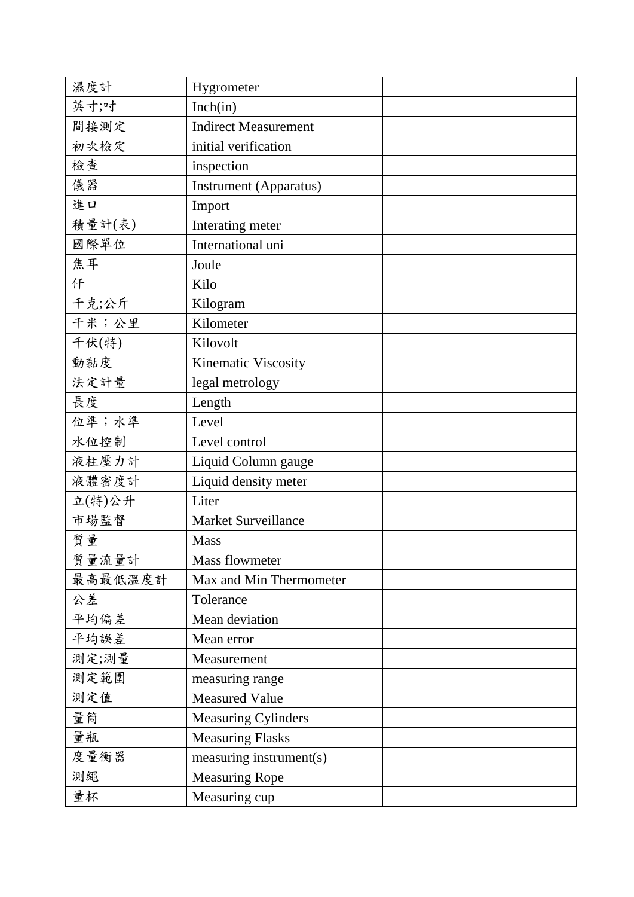| 濕度計 | Hygrometer | |
|---|---|---|
| 英寸;吋 | Inch(in) | |
| 間接測定 | Indirect Measurement | |
| 初次檢定 | initial verification | |
| 檢查 | inspection | |
| 儀器 | Instrument (Apparatus) | |
| 進口 | Import | |
| 積量計(表) | Interating meter | |
| 國際單位 | International uni | |
| 焦耳 | Joule | |
| 仟 | Kilo | |
| 千克;公斤 | Kilogram | |
| 千米；公里 | Kilometer | |
| 千伏(特) | Kilovolt | |
| 動黏度 | Kinematic Viscosity | |
| 法定計量 | legal metrology | |
| 長度 | Length | |
| 位準；水準 | Level | |
| 水位控制 | Level control | |
| 液柱壓力計 | Liquid Column gauge | |
| 液體密度計 | Liquid density meter | |
| 立(特)公升 | Liter | |
| 市場監督 | Market Surveillance | |
| 質量 | Mass | |
| 質量流量計 | Mass flowmeter | |
| 最高最低溫度計 | Max and Min Thermometer | |
| 公差 | Tolerance | |
| 平均偏差 | Mean deviation | |
| 平均誤差 | Mean error | |
| 測定;測量 | Measurement | |
| 測定範圍 | measuring range | |
| 測定值 | Measured Value | |
| 量筒 | Measuring Cylinders | |
| 量瓶 | Measuring Flasks | |
| 度量衡器 | measuring instrument(s) | |
| 測繩 | Measuring Rope | |
| 量杯 | Measuring cup | |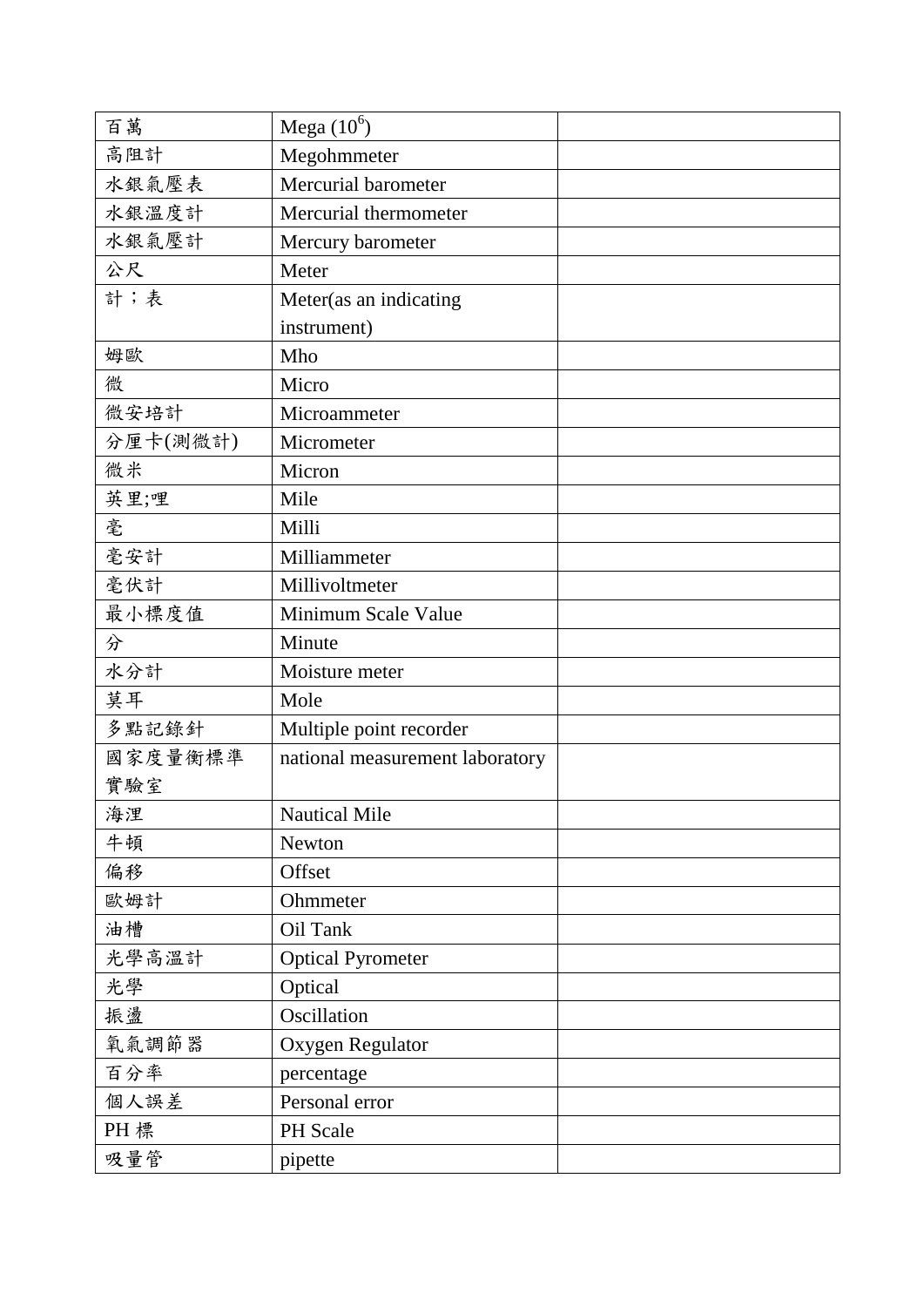| 百萬 | Mega ($10^6$) | |
|---|---|---|
| 高阻計 | Megohmmeter | |
| 水銀氣壓表 | Mercurial barometer | |
| 水銀溫度計 | Mercurial thermometer | |
| 水銀氣壓計 | Mercury barometer | |
| 公尺 | Meter | |
| 計；表 | Meter(as an indicating instrument) | |
| 姆歐 | Mho | |
| 微 | Micro | |
| 微安培計 | Microammeter | |
| 分厘卡(測微計) | Micrometer | |
| 微米 | Micron | |
| 英里;哩 | Mile | |
| 毫 | Milli | |
| 毫安計 | Milliammeter | |
| 毫伏計 | Millivoltmeter | |
| 最小標度值 | Minimum Scale Value | |
| 分 | Minute | |
| 水分計 | Moisture meter | |
| 莫耳 | Mole | |
| 多點記錄針 | Multiple point recorder | |
| 國家度量衡標準實驗室 | national measurement laboratory | |
| 海浬 | Nautical Mile | |
| 牛頓 | Newton | |
| 偏移 | Offset | |
| 歐姆計 | Ohmmeter | |
| 油槽 | Oil Tank | |
| 光學高溫計 | Optical Pyrometer | |
| 光學 | Optical | |
| 振盪 | Oscillation | |
| 氧氣調節器 | Oxygen Regulator | |
| 百分率 | percentage | |
| 個人誤差 | Personal error | |
| PH 標 | PH Scale | |
| 吸量管 | pipette | |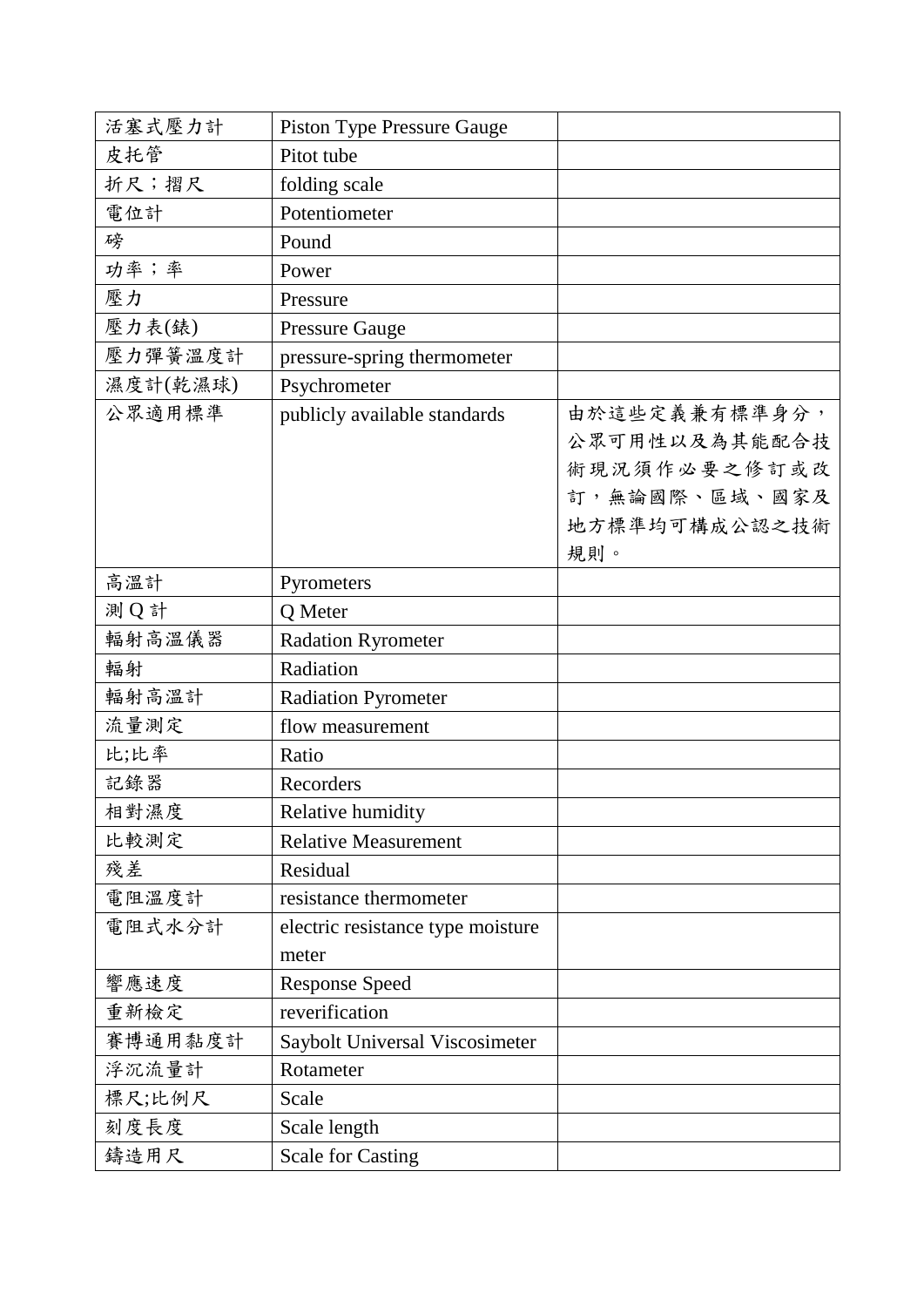| 活塞式壓力計 | Piston Type Pressure Gauge | |
|---|---|---|
| 皮托管 | Pitot tube | |
| 折尺；摺尺 | folding scale | |
| 電位計 | Potentiometer | |
| 磅 | Pound | |
| 功率；率 | Power | |
| 壓力 | Pressure | |
| 壓力表(錶) | Pressure Gauge | |
| 壓力彈簧溫度計 | pressure-spring thermometer | |
| 濕度計(乾濕球) | Psychrometer | |
| 公眾適用標準 | publicly available standards | 由於這些定義兼有標準身分，公眾可用性以及為其能配合技術現況須作必要之修訂或改訂，無論國際、區域、國家及地方標準均可構成公認之技術規則。 |
| 高溫計 | Pyrometers | |
| 測 Q 計 | Q Meter | |
| 輻射高溫儀器 | Radation Ryrometer | |
| 輻射 | Radiation | |
| 輻射高溫計 | Radiation Pyrometer | |
| 流量測定 | flow measurement | |
| 比;比率 | Ratio | |
| 記錄器 | Recorders | |
| 相對濕度 | Relative humidity | |
| 比較測定 | Relative Measurement | |
| 殘差 | Residual | |
| 電阻溫度計 | resistance thermometer | |
| 電阻式水分計 | electric resistance type moisture meter | |
| 響應速度 | Response Speed | |
| 重新檢定 | reverification | |
| 賽博通用黏度計 | Saybolt Universal Viscosimeter | |
| 浮沉流量計 | Rotameter | |
| 標尺;比例尺 | Scale | |
| 刻度長度 | Scale length | |
| 鑄造用尺 | Scale for Casting | |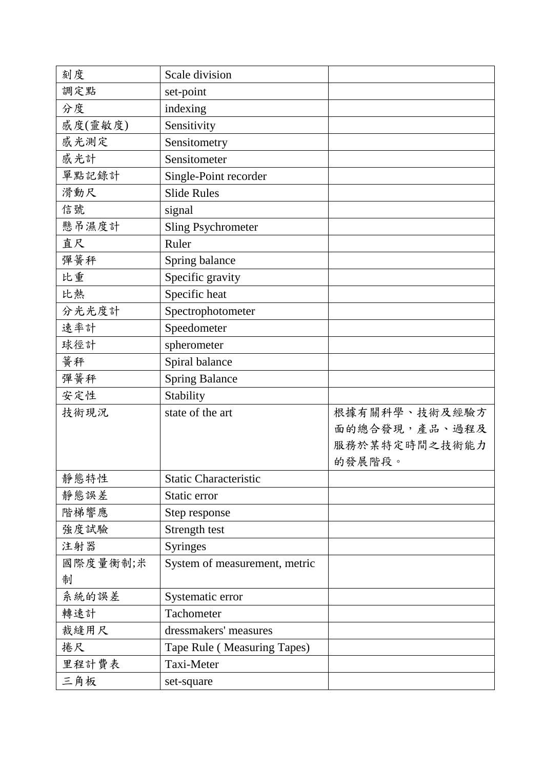| 刻度 | Scale division | |
|---|---|---|
| 調定點 | set-point | |
| 分度 | indexing | |
| 感度(靈敏度) | Sensitivity | |
| 感光測定 | Sensitometry | |
| 感光計 | Sensitometer | |
| 單點記錄計 | Single-Point recorder | |
| 滑動尺 | Slide Rules | |
| 信號 | signal | |
| 懸吊濕度計 | Sling Psychrometer | |
| 直尺 | Ruler | |
| 彈簧秤 | Spring balance | |
| 比重 | Specific gravity | |
| 比熱 | Specific heat | |
| 分光光度計 | Spectrophotometer | |
| 速率計 | Speedometer | |
| 球徑計 | spherometer | |
| 簧秤 | Spiral balance | |
| 彈簧秤 | Spring Balance | |
| 安定性 | Stability | |
| 技術現況 | state of the art | 根據有關科學、技術及經驗方面的總合發現，產品、過程及服務於某特定時間之技術能力的發展階段。 |
| 靜態特性 | Static Characteristic | |
| 靜態誤差 | Static error | |
| 階梯響應 | Step response | |
| 強度試驗 | Strength test | |
| 注射器 | Syringes | |
| 國際度量衡制;米制 | System of measurement, metric | |
| 系統的誤差 | Systematic error | |
| 轉速計 | Tachometer | |
| 裁縫用尺 | dressmakers' measures | |
| 捲尺 | Tape Rule ( Measuring Tapes) | |
| 里程計費表 | Taxi-Meter | |
| 三角板 | set-square | |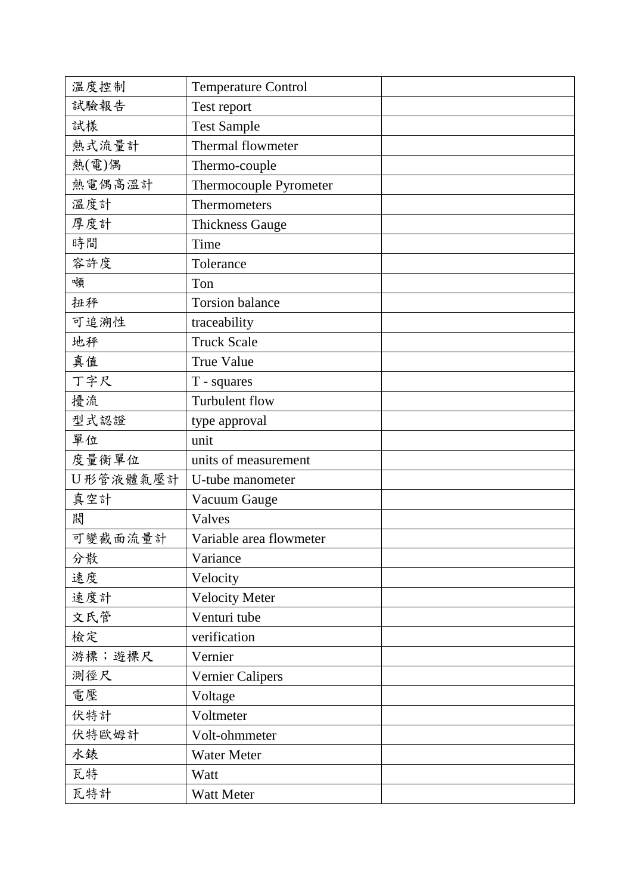| 溫度控制 | Temperature Control | |
|---|---|---|
| 試驗報告 | Test report | |
| 試樣 | Test Sample | |
| 熱式流量計 | Thermal flowmeter | |
| 熱(電)偶 | Thermo-couple | |
| 熱電偶高溫計 | Thermocouple Pyrometer | |
| 溫度計 | Thermometers | |
| 厚度計 | Thickness Gauge | |
| 時間 | Time | |
| 容許度 | Tolerance | |
| 噸 | Ton | |
| 扭秤 | Torsion balance | |
| 可追溯性 | traceability | |
| 地秤 | Truck Scale | |
| 真值 | True Value | |
| 丁字尺 | T - squares | |
| 擾流 | Turbulent flow | |
| 型式認證 | type approval | |
| 單位 | unit | |
| 度量衡單位 | units of measurement | |
| U形管液體氣壓計 | U-tube manometer | |
| 真空計 | Vacuum Gauge | |
| 閥 | Valves | |
| 可變截面流量計 | Variable area flowmeter | |
| 分散 | Variance | |
| 速度 | Velocity | |
| 速度計 | Velocity Meter | |
| 文氏管 | Venturi tube | |
| 檢定 | verification | |
| 游標；遊標尺 | Vernier | |
| 測徑尺 | Vernier Calipers | |
| 電壓 | Voltage | |
| 伏特計 | Voltmeter | |
| 伏特歐姆計 | Volt-ohmmeter | |
| 水錶 | Water Meter | |
| 瓦特 | Watt | |
| 瓦特計 | Watt Meter | |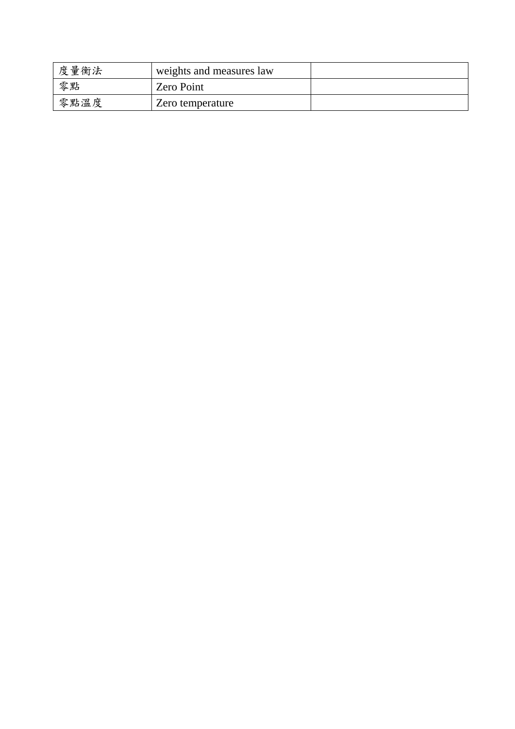| | | |
|---|---|---|
| 度量衡法 | weights and measures law | |
| 零點 | Zero Point | |
| 零點溫度 | Zero temperature | |